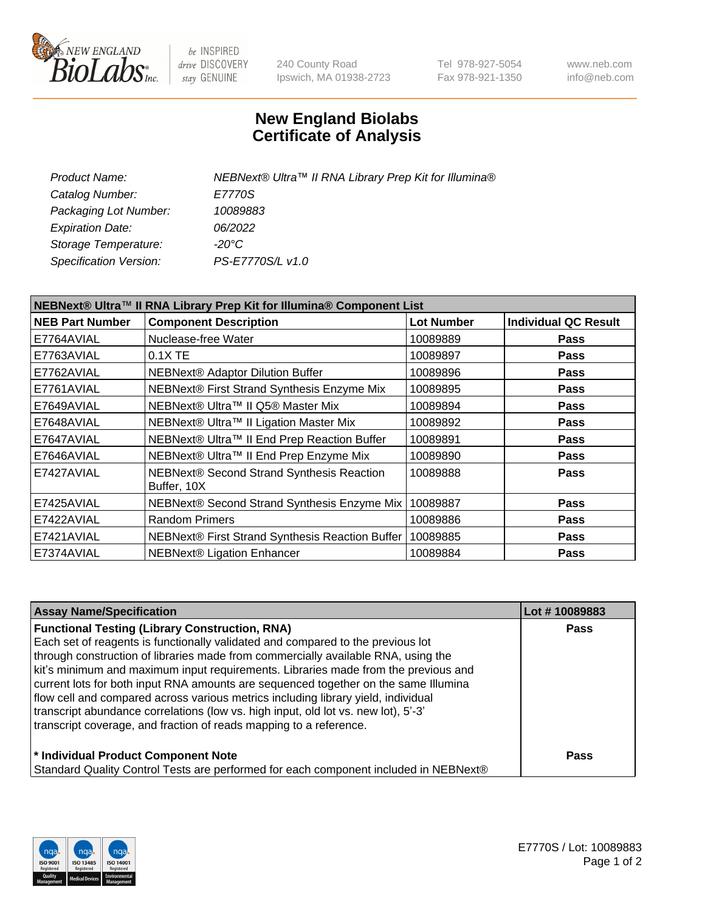# New England Biolabs Certificate of Analysis

| | |
|---|---|
| *Product Name:* | *NEBNext® Ultra™ II RNA Library Prep Kit for Illumina®* |
| *Catalog Number:* | *E7770S* |
| *Packaging Lot Number:* | *10089883* |
| *Expiration Date:* | *06/2022* |
| *Storage Temperature:* | *-20°C* |
| *Specification Version:* | *PS-E7770S/L v1.0* |

| NEBNext® Ultra™ II RNA Library Prep Kit for Illumina® Component List | | | |
|---|---|---|---|
| **NEB Part Number** | **Component Description** | **Lot Number** | **Individual QC Result** |
| E7764AVIAL | Nuclease-free Water | 10089889 | **Pass** |
| E7763AVIAL | 0.1X TE | 10089897 | **Pass** |
| E7762AVIAL | NEBNext® Adaptor Dilution Buffer | 10089896 | **Pass** |
| E7761AVIAL | NEBNext® First Strand Synthesis Enzyme Mix | 10089895 | **Pass** |
| E7649AVIAL | NEBNext® Ultra™ II Q5® Master Mix | 10089894 | **Pass** |
| E7648AVIAL | NEBNext® Ultra™ II Ligation Master Mix | 10089892 | **Pass** |
| E7647AVIAL | NEBNext® Ultra™ II End Prep Reaction Buffer | 10089891 | **Pass** |
| E7646AVIAL | NEBNext® Ultra™ II End Prep Enzyme Mix | 10089890 | **Pass** |
| E7427AVIAL | NEBNext® Second Strand Synthesis Reaction Buffer, 10X | 10089888 | **Pass** |
| E7425AVIAL | NEBNext® Second Strand Synthesis Enzyme Mix | 10089887 | **Pass** |
| E7422AVIAL | Random Primers | 10089886 | **Pass** |
| E7421AVIAL | NEBNext® First Strand Synthesis Reaction Buffer | 10089885 | **Pass** |
| E7374AVIAL | NEBNext® Ligation Enhancer | 10089884 | **Pass** |

| Assay Name/Specification | Lot # 10089883 |
|---|---|
| **Functional Testing (Library Construction, RNA)**<br>Each set of reagents is functionally validated and compared to the previous lot through construction of libraries made from commercially available RNA, using the kit's minimum and maximum input requirements. Libraries made from the previous and current lots for both input RNA amounts are sequenced together on the same Illumina flow cell and compared across various metrics including library yield, individual transcript abundance correlations (low vs. high input, old lot vs. new lot), 5'-3' transcript coverage, and fraction of reads mapping to a reference. | **Pass** |
| **\* Individual Product Component Note**<br>Standard Quality Control Tests are performed for each component included in NEBNext® | **Pass** |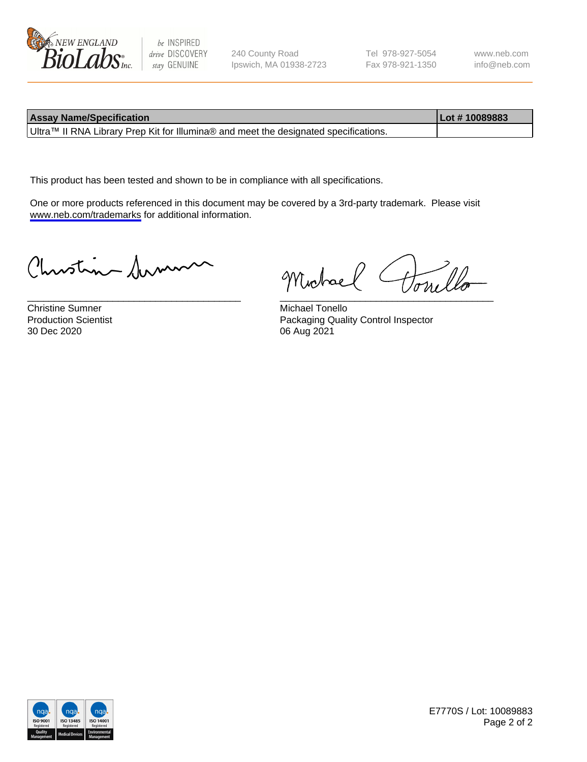| Assay Name/Specification | Lot # 10089883 |
|---|---|
| Ultra™ II RNA Library Prep Kit for Illumina® and meet the designated specifications. | |

This product has been tested and shown to be in compliance with all specifications.

One or more products referenced in this document may be covered by a 3rd-party trademark. Please visit www.neb.com/trademarks for additional information.

Christine Sumner
Production Scientist
30 Dec 2020

Michael Tonello
Packaging Quality Control Inspector
06 Aug 2021

E7770S / Lot: 10089883